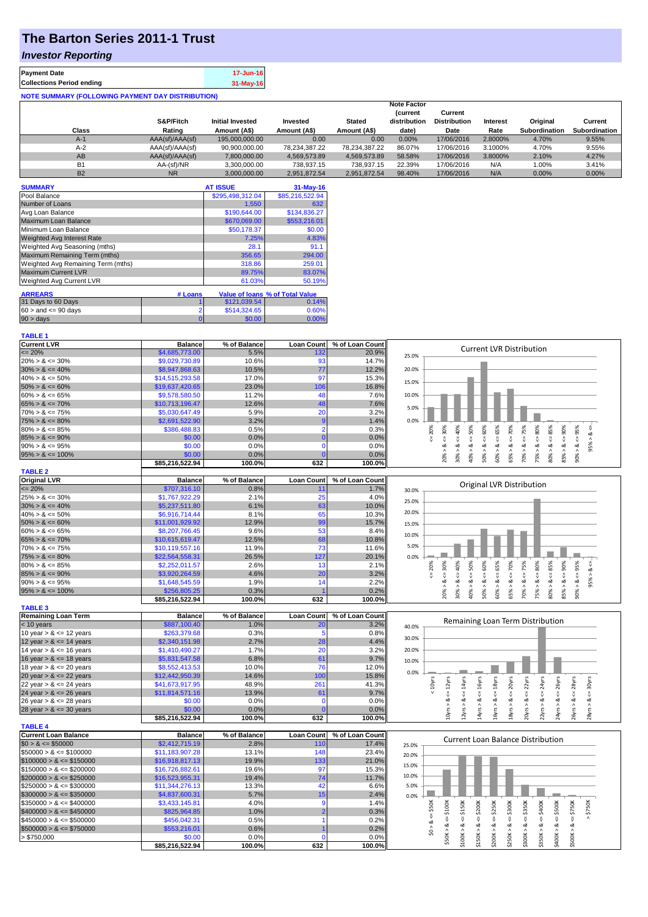# The Barton Series 2011-1 Trust

## *Investor Reporting*

| | |
|---|---|
| **Payment Date** | 17-Jun-16 |
| **Collections Period ending** | 31-May-16 |

**NOTE SUMMARY (FOLLOWING PAYMENT DAY DISTRIBUTION)**

| Class | S&P/Fitch Rating | Initial Invested Amount (A$) | Invested Amount (A$) | Stated Amount (A$) | Note Factor (current distribution date) | Current Distribution Date | Interest Rate | Original Subordination | Current Subordination |
|---|---|---|---|---|---|---|---|---|---|
| A-1 | AAA(sf)/AAA(sf) | 195,000,000.00 | 0.00 | 0.00 | 0.00% | 17/06/2016 | 2.8000% | 4.70% | 9.55% |
| A-2 | AAA(sf)/AAA(sf) | 90,900,000.00 | 78,234,387.22 | 78,234,387.22 | 86.07% | 17/06/2016 | 3.1000% | 4.70% | 9.55% |
| AB | AAA(sf)/AAA(sf) | 7,800,000.00 | 4,569,573.89 | 4,569,573.89 | 58.58% | 17/06/2016 | 3.8000% | 2.10% | 4.27% |
| B1 | AA-(sf)/NR | 3,300,000.00 | 738,937.15 | 738,937.15 | 22.39% | 17/06/2016 | N/A | 1.00% | 3.41% |
| B2 | NR | 3,000,000.00 | 2,951,872.54 | 2,951,872.54 | 98.40% | 17/06/2016 | N/A | 0.00% | 0.00% |

| SUMMARY | AT ISSUE | 31-May-16 |
|---|---|---|
| Pool Balance | $295,498,312.04 | $85,216,522.94 |
| Number of Loans | 1,550 | 632 |
| Avg Loan Balance | $190,644.00 | $134,836.27 |
| Maximum Loan Balance | $670,069.00 | $553,216.01 |
| Minimum Loan Balance | $50,178.37 | $0.00 |
| Weighted Avg Interest Rate | 7.25% | 4.83% |
| Weighted Avg Seasoning (mths) | 28.1 | 91.1 |
| Maximum Remaining Term (mths) | 356.65 | 294.00 |
| Weighted Avg Remaining Term (mths) | 318.86 | 259.01 |
| Maximum Current LVR | 89.75% | 83.07% |
| Weighted Avg Current LVR | 61.03% | 50.19% |

| ARREARS | # Loans | Value of loans | % of Total Value |
|---|---|---|---|
| 31 Days to 60 Days | 1 | $121,039.54 | 0.14% |
| $60 >$ and $<= 90$ days | 2 | $514,324.65 | 0.60% |
| $90 >$ days | 0 | $0.00 | 0.00% |

**TABLE 1**

| Current LVR | Balance | % of Balance | Loan Count | % of Loan Count |
|---|---|---|---|---|
| <= 20% | $4,685,773.00 | 5.5% | 132 | 20.9% |
| 20% > & <= 30% | $9,029,730.89 | 10.6% | 93 | 14.7% |
| 30% > & <= 40% | $8,947,868.63 | 10.5% | 77 | 12.2% |
| 40% > & <= 50% | $14,515,293.58 | 17.0% | 97 | 15.3% |
| 50% > & <= 60% | $19,637,420.65 | 23.0% | 106 | 16.8% |
| 60% > & <= 65% | $9,578,580.50 | 11.2% | 48 | 7.6% |
| 65% > & <= 70% | $10,713,196.47 | 12.6% | 48 | 7.6% |
| 70% > & <= 75% | $5,030,647.49 | 5.9% | 20 | 3.2% |
| 75% > & <= 80% | $2,691,522.90 | 3.2% | 9 | 1.4% |
| 80% > & <= 85% | $386,488.83 | 0.5% | 2 | 0.3% |
| 85% > & <= 90% | $0.00 | 0.0% | 0 | 0.0% |
| 90% > & <= 95% | $0.00 | 0.0% | 0 | 0.0% |
| 95% > & <= 100% | $0.00 | 0.0% | 0 | 0.0% |
| | $85,216,522.94 | 100.0% | 632 | 100.0% |

**TABLE 2**

| Original LVR | Balance | % of Balance | Loan Count | % of Loan Count |
|---|---|---|---|---|
| <= 20% | $707,316.10 | 0.8% | 11 | 1.7% |
| 25% > & <= 30% | $1,767,922.29 | 2.1% | 25 | 4.0% |
| 30% > & <= 40% | $5,237,511.80 | 6.1% | 63 | 10.0% |
| 40% > & <= 50% | $6,916,714.44 | 8.1% | 65 | 10.3% |
| 50% > & <= 60% | $11,001,929.92 | 12.9% | 99 | 15.7% |
| 60% > & <= 65% | $8,207,766.45 | 9.6% | 53 | 8.4% |
| 65% > & <= 70% | $10,615,619.47 | 12.5% | 68 | 10.8% |
| 70% > & <= 75% | $10,119,557.16 | 11.9% | 73 | 11.6% |
| 75% > & <= 80% | $22,564,558.31 | 26.5% | 127 | 20.1% |
| 80% > & <= 85% | $2,252,011.57 | 2.6% | 13 | 2.1% |
| 85% > & <= 90% | $3,920,264.59 | 4.6% | 20 | 3.2% |
| 90% > & <= 95% | $1,648,545.59 | 1.9% | 14 | 2.2% |
| 95% > & <= 100% | $256,805.25 | 0.3% | 1 | 0.2% |
| | $85,216,522.94 | 100.0% | 632 | 100.0% |

**TABLE 3**

| Remaining Loan Term | Balance | % of Balance | Loan Count | % of Loan Count |
|---|---|---|---|---|
| < 10 years | $887,100.40 | 1.0% | 20 | 3.2% |
| 10 year > & <= 12 years | $263,379.68 | 0.3% | 5 | 0.8% |
| 12 year > & <= 14 years | $2,340,151.98 | 2.7% | 28 | 4.4% |
| 14 year > & <= 16 years | $1,410,490.27 | 1.7% | 20 | 3.2% |
| 16 year > & <= 18 years | $5,831,547.58 | 6.8% | 61 | 9.7% |
| 18 year > & <= 20 years | $8,552,413.53 | 10.0% | 76 | 12.0% |
| 20 year > & <= 22 years | $12,442,950.39 | 14.6% | 100 | 15.8% |
| 22 year > & <= 24 years | $41,673,917.95 | 48.9% | 261 | 41.3% |
| 24 year > & <= 26 years | $11,814,571.16 | 13.9% | 61 | 9.7% |
| 26 year > & <= 28 years | $0.00 | 0.0% | 0 | 0.0% |
| 28 year > & <= 30 years | $0.00 | 0.0% | 0 | 0.0% |
| | $85,216,522.94 | 100.0% | 632 | 100.0% |

**TABLE 4**

| Current Loan Balance | Balance | % of Balance | Loan Count | % of Loan Count |
|---|---|---|---|---|
| $0 > & <= $50000 | $2,412,715.19 | 2.8% | 110 | 17.4% |
| $50000 > & <= $100000 | $11,183,907.28 | 13.1% | 148 | 23.4% |
| $100000 > & <= $150000 | $16,918,817.13 | 19.9% | 133 | 21.0% |
| $150000 > & <= $200000 | $16,726,882.61 | 19.6% | 97 | 15.3% |
| $200000 > & <= $250000 | $16,523,955.31 | 19.4% | 74 | 11.7% |
| $250000 > & <= $300000 | $11,344,276.13 | 13.3% | 42 | 6.6% |
| $300000 > & <= $350000 | $4,837,600.31 | 5.7% | 15 | 2.4% |
| $350000 > & <= $400000 | $3,433,145.81 | 4.0% | 9 | 1.4% |
| $400000 > & <= $450000 | $825,964.85 | 1.0% | 2 | 0.3% |
| $450000 > & <= $500000 | $456,042.31 | 0.5% | 1 | 0.2% |
| $500000 > & <= $750000 | $553,216.01 | 0.6% | 1 | 0.2% |
| > $750,000 | $0.00 | 0.0% | 0 | 0.0% |
| | $85,216,522.94 | 100.0% | 632 | 100.0% |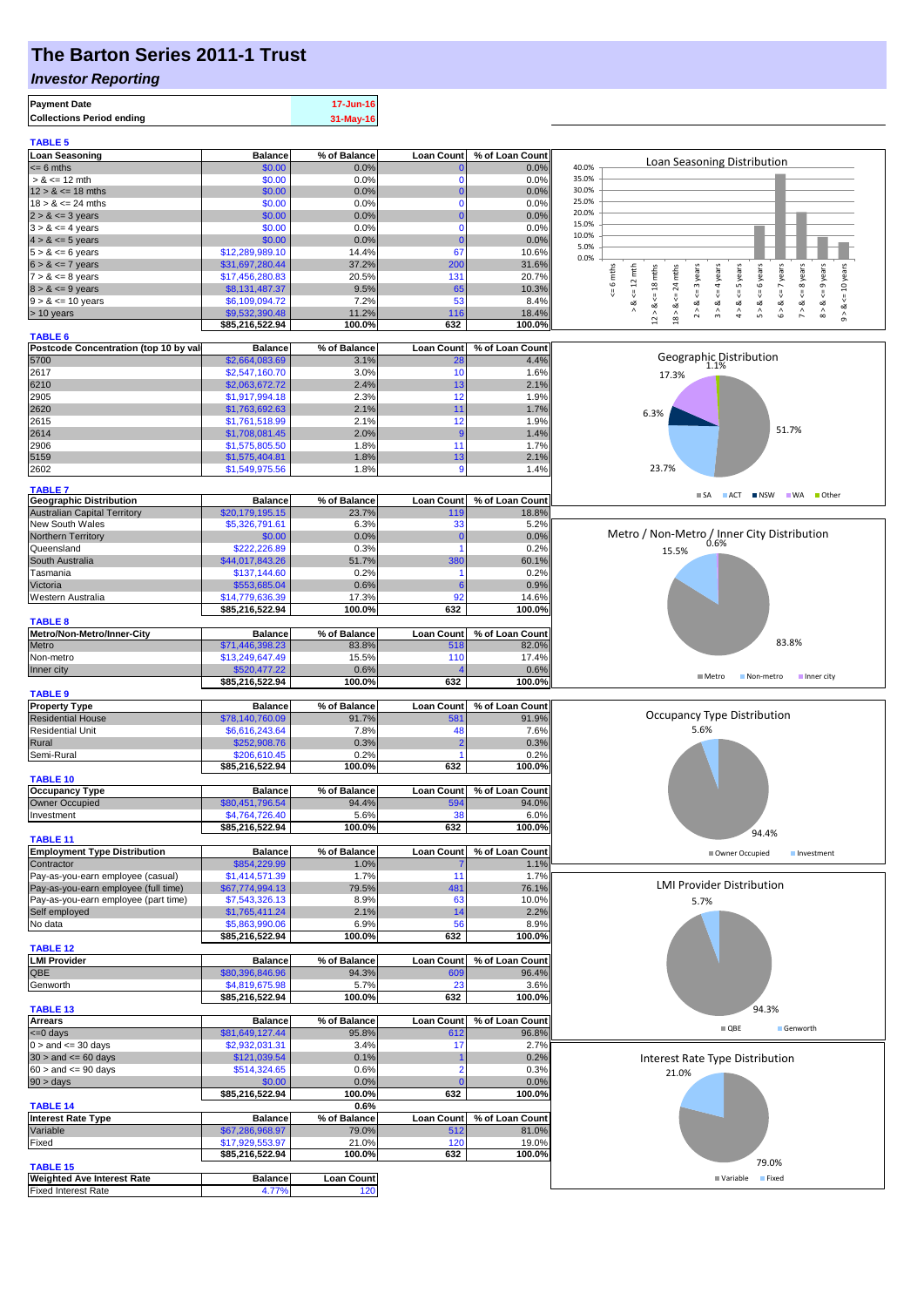# The Barton Series 2011-1 Trust

## *Investor Reporting*

| | |
|---|---|
| **Payment Date** | 17-Jun-16 |
| **Collections Period ending** | 31-May-16 |

**TABLE 5**

| Loan Seasoning | Balance | % of Balance | Loan Count | % of Loan Count |
|---|---|---|---|---|
| <= 6 mths | $0.00 | 0.0% | 0 | 0.0% |
| > & <= 12 mth | $0.00 | 0.0% | 0 | 0.0% |
| 12 > & <= 18 mths | $0.00 | 0.0% | 0 | 0.0% |
| 18 > & <= 24 mths | $0.00 | 0.0% | 0 | 0.0% |
| 2 > & <= 3 years | $0.00 | 0.0% | 0 | 0.0% |
| 3 > & <= 4 years | $0.00 | 0.0% | 0 | 0.0% |
| 4 > & <= 5 years | $0.00 | 0.0% | 0 | 0.0% |
| 5 > & <= 6 years | $12,289,989.10 | 14.4% | 67 | 10.6% |
| 6 > & <= 7 years | $31,697,280.44 | 37.2% | 200 | 31.6% |
| 7 > & <= 8 years | $17,456,280.83 | 20.5% | 131 | 20.7% |
| 8 > & <= 9 years | $8,131,487.37 | 9.5% | 65 | 10.3% |
| 9 > & <= 10 years | $6,109,094.72 | 7.2% | 53 | 8.4% |
| > 10 years | $9,532,390.48 | 11.2% | 116 | 18.4% |
| | $85,216,522.94 | 100.0% | 632 | 100.0% |

Loan Seasoning Distribution

40.0%
35.0%
30.0%
25.0%
20.0%
15.0%
10.0%
5.0%
0.0%

<= 6 mths, > & <= 12 mth, 12 > & <= 18 mths, 18 > & <= 24 mths, 2 > & <= 3 years, 3 > & <= 4 years, 4 > & <= 5 years, 5 > & <= 6 years, 6 > & <= 7 years, 7 > & <= 8 years, 8 > & <= 9 years, 9 > & <= 10 years

**TABLE 6**

| Postcode Concentration (top 10 by value) | Balance | % of Balance | Loan Count | % of Loan Count |
|---|---|---|---|---|
| 5700 | $2,664,083.69 | 3.1% | 28 | 4.4% |
| 2617 | $2,547,160.70 | 3.0% | 10 | 1.6% |
| 6210 | $2,063,672.72 | 2.4% | 13 | 2.1% |
| 2905 | $1,917,994.18 | 2.3% | 12 | 1.9% |
| 2620 | $1,763,692.63 | 2.1% | 11 | 1.7% |
| 2615 | $1,761,518.99 | 2.1% | 12 | 1.9% |
| 2614 | $1,708,081.45 | 2.0% | 9 | 1.4% |
| 2906 | $1,575,805.50 | 1.8% | 11 | 1.7% |
| 5159 | $1,575,404.81 | 1.8% | 13 | 2.1% |
| 2602 | $1,549,975.56 | 1.8% | 9 | 1.4% |

Geographic Distribution

1.1%
17.3%
6.3%
51.7%
23.7%

SA ACT NSW WA Other

**TABLE 7**

| Geographic Distribution | Balance | % of Balance | Loan Count | % of Loan Count |
|---|---|---|---|---|
| Australian Capital Territory | $20,179,195.15 | 23.7% | 119 | 18.8% |
| New South Wales | $5,326,791.61 | 6.3% | 33 | 5.2% |
| Northern Territory | $0.00 | 0.0% | 0 | 0.0% |
| Queensland | $222,226.89 | 0.3% | 1 | 0.2% |
| South Australia | $44,017,843.26 | 51.7% | 380 | 60.1% |
| Tasmania | $137,144.60 | 0.2% | 1 | 0.2% |
| Victoria | $553,685.04 | 0.6% | 6 | 0.9% |
| Western Australia | $14,779,636.39 | 17.3% | 92 | 14.6% |
| | $85,216,522.94 | 100.0% | 632 | 100.0% |

Metro / Non-Metro / Inner City Distribution

0.6%
15.5%
83.8%

Metro Non-metro Inner city

**TABLE 8**

| Metro/Non-Metro/Inner-City | Balance | % of Balance | Loan Count | % of Loan Count |
|---|---|---|---|---|
| Metro | $71,446,398.23 | 83.8% | 518 | 82.0% |
| Non-metro | $13,249,647.49 | 15.5% | 110 | 17.4% |
| Inner city | $520,477.22 | 0.6% | 4 | 0.6% |
| | $85,216,522.94 | 100.0% | 632 | 100.0% |

**TABLE 9**

| Property Type | Balance | % of Balance | Loan Count | % of Loan Count |
|---|---|---|---|---|
| Residential House | $78,140,760.09 | 91.7% | 581 | 91.9% |
| Residential Unit | $6,616,243.64 | 7.8% | 48 | 7.6% |
| Rural | $252,908.76 | 0.3% | 2 | 0.3% |
| Semi-Rural | $206,610.45 | 0.2% | 1 | 0.2% |
| | $85,216,522.94 | 100.0% | 632 | 100.0% |

Occupancy Type Distribution

5.6%
94.4%

Owner Occupied Investment

**TABLE 10**

| Occupancy Type | Balance | % of Balance | Loan Count | % of Loan Count |
|---|---|---|---|---|
| Owner Occupied | $80,451,796.54 | 94.4% | 594 | 94.0% |
| Investment | $4,764,726.40 | 5.6% | 38 | 6.0% |
| | $85,216,522.94 | 100.0% | 632 | 100.0% |

**TABLE 11**

| Employment Type Distribution | Balance | % of Balance | Loan Count | % of Loan Count |
|---|---|---|---|---|
| Contractor | $854,229.99 | 1.0% | 7 | 1.1% |
| Pay-as-you-earn employee (casual) | $1,414,571.39 | 1.7% | 11 | 1.7% |
| Pay-as-you-earn employee (full time) | $67,774,994.13 | 79.5% | 481 | 76.1% |
| Pay-as-you-earn employee (part time) | $7,543,326.13 | 8.9% | 63 | 10.0% |
| Self employed | $1,765,411.24 | 2.1% | 14 | 2.2% |
| No data | $5,863,990.06 | 6.9% | 56 | 8.9% |
| | $85,216,522.94 | 100.0% | 632 | 100.0% |

LMI Provider Distribution

5.7%
94.3%

QBE Genworth

**TABLE 12**

| LMI Provider | Balance | % of Balance | Loan Count | % of Loan Count |
|---|---|---|---|---|
| QBE | $80,396,846.96 | 94.3% | 609 | 96.4% |
| Genworth | $4,819,675.98 | 5.7% | 23 | 3.6% |
| | $85,216,522.94 | 100.0% | 632 | 100.0% |

**TABLE 13**

| Arrears | Balance | % of Balance | Loan Count | % of Loan Count |
|---|---|---|---|---|
| <=0 days | $81,649,127.44 | 95.8% | 612 | 96.8% |
| 0 > and <= 30 days | $2,932,031.31 | 3.4% | 17 | 2.7% |
| 30 > and <= 60 days | $121,039.54 | 0.1% | 1 | 0.2% |
| 60 > and <= 90 days | $514,324.65 | 0.6% | 2 | 0.3% |
| 90 > days | $0.00 | 0.0% | 0 | 0.0% |
| | $85,216,522.94 | 100.0% | 632 | 100.0% |
| | | 0.6% | | |

Interest Rate Type Distribution

21.0%
79.0%

Variable Fixed

**TABLE 14**

| Interest Rate Type | Balance | % of Balance | Loan Count | % of Loan Count |
|---|---|---|---|---|
| Variable | $67,286,968.97 | 79.0% | 512 | 81.0% |
| Fixed | $17,929,553.97 | 21.0% | 120 | 19.0% |
| | $85,216,522.94 | 100.0% | 632 | 100.0% |

**TABLE 15**

| Weighted Ave Interest Rate | Balance | Loan Count |
|---|---|---|
| Fixed Interest Rate | 4.77% | 120 |